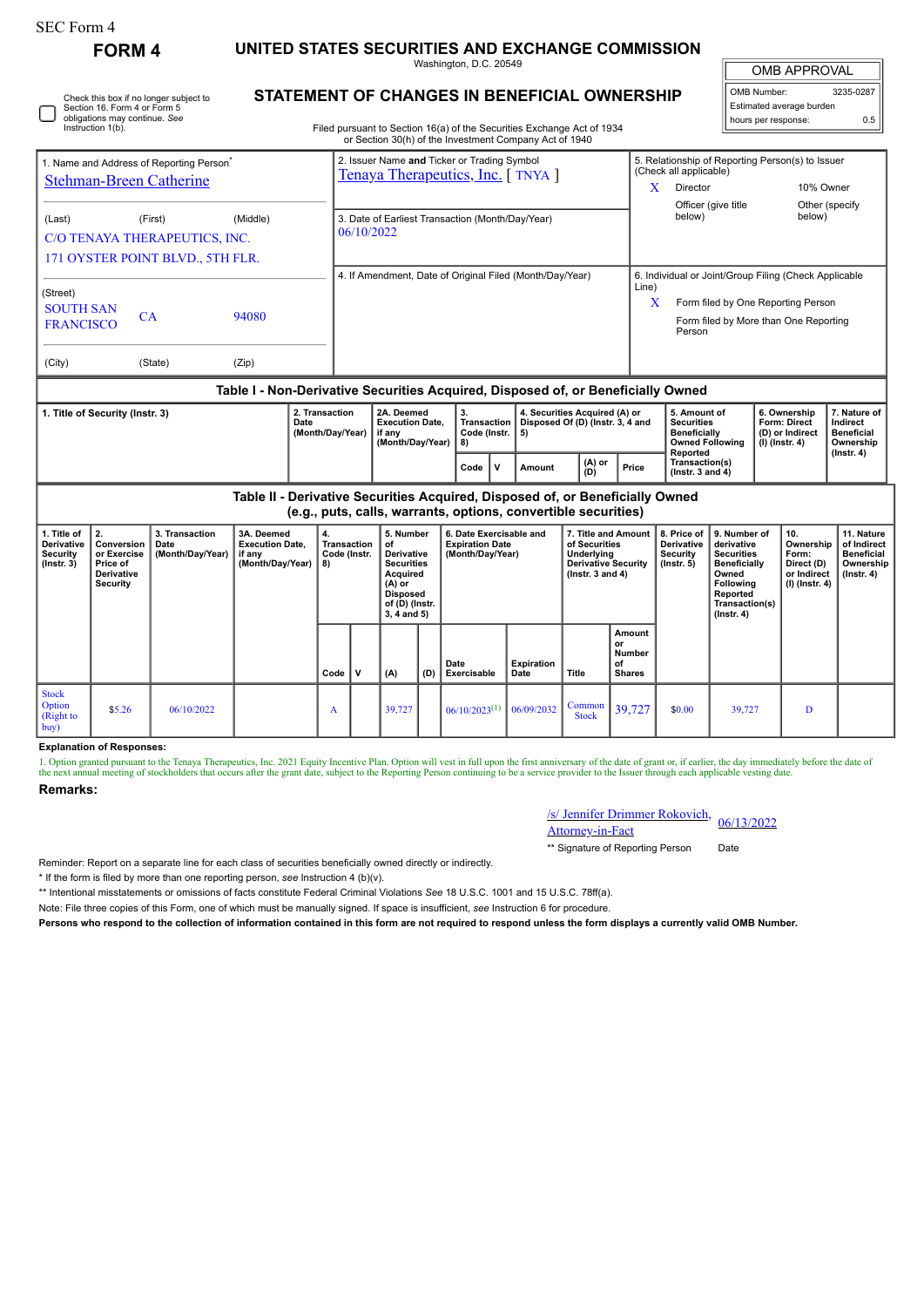SEC Form 4

**FORM 4**

# UNITED STATES SECURITIES AND EXCHANGE COMMISSION

Washington, D.C. 20549

## STATEMENT OF CHANGES IN BENEFICIAL OWNERSHIP

Filed pursuant to Section 16(a) of the Securities Exchange Act of 1934 or Section 30(h) of the Investment Company Act of 1940

| OMB APPROVAL | |
|---|---|
| OMB Number: | 3235-0287 |
| Estimated average burden | |
| hours per response: | 0.5 |

☐ Check this box if no longer subject to Section 16. Form 4 or Form 5 obligations may continue. *See* Instruction 1(b).

1. Name and Address of Reporting Person*
Stehman-Breen Catherine

(Last) (First) (Middle)
C/O TENAYA THERAPEUTICS, INC.
171 OYSTER POINT BLVD., 5TH FLR.

(Street)
SOUTH SAN FRANCISCO CA 94080

(City) (State) (Zip)

2. Issuer Name **and** Ticker or Trading Symbol
Tenaya Therapeutics, Inc. [ TNYA ]

3. Date of Earliest Transaction (Month/Day/Year)
06/10/2022

4. If Amendment, Date of Original Filed (Month/Day/Year)

5. Relationship of Reporting Person(s) to Issuer (Check all applicable)
X Director
10% Owner
Officer (give title below)
Other (specify below)

6. Individual or Joint/Group Filing (Check Applicable Line)
X Form filed by One Reporting Person
Form filed by More than One Reporting Person

### Table I - Non-Derivative Securities Acquired, Disposed of, or Beneficially Owned

| 1. Title of Security (Instr. 3) | 2. Transaction Date (Month/Day/Year) | 2A. Deemed Execution Date, if any (Month/Day/Year) | 3. Transaction Code (Instr. 8) | | 4. Securities Acquired (A) or Disposed Of (D) (Instr. 3, 4 and 5) | | | 5. Amount of Securities Beneficially Owned Following Reported Transaction(s) (Instr. 3 and 4) | 6. Ownership Form: Direct (D) or Indirect (I) (Instr. 4) | 7. Nature of Indirect Beneficial Ownership (Instr. 4) |
|---|---|---|---|---|---|---|---|---|---|---|
| | | | Code | V | Amount | (A) or (D) | Price | | | |

### Table II - Derivative Securities Acquired, Disposed of, or Beneficially Owned (e.g., puts, calls, warrants, options, convertible securities)

| 1. Title of Derivative Security (Instr. 3) | 2. Conversion or Exercise Price of Derivative Security | 3. Transaction Date (Month/Day/Year) | 3A. Deemed Execution Date, if any (Month/Day/Year) | 4. Transaction Code (Instr. 8) | | 5. Number of Derivative Securities Acquired (A) or Disposed of (D) (Instr. 3, 4 and 5) | | 6. Date Exercisable and Expiration Date (Month/Day/Year) | | 7. Title and Amount of Securities Underlying Derivative Security (Instr. 3 and 4) | | 8. Price of Derivative Security (Instr. 5) | 9. Number of derivative Securities Beneficially Owned Following Reported Transaction(s) (Instr. 4) | 10. Ownership Form: Direct (D) or Indirect (I) (Instr. 4) | 11. Nature of Indirect Beneficial Ownership (Instr. 4) |
|---|---|---|---|---|---|---|---|---|---|---|---|---|---|---|---|
| | | | | Code | V | (A) | (D) | Date Exercisable | Expiration Date | Title | Amount or Number of Shares | | | | |
| Stock Option (Right to buy) | $5.26 | 06/10/2022 | | A | | 39,727 | | 06/10/2023[(1)] | 06/09/2032 | Common Stock | 39,727 | $0.00 | 39,727 | D | |

**Explanation of Responses:**

1. Option granted pursuant to the Tenaya Therapeutics, Inc. 2021 Equity Incentive Plan. Option will vest in full upon the first anniversary of the date of grant or, if earlier, the day immediately before the date of the next annual meeting of stockholders that occurs after the grant date, subject to the Reporting Person continuing to be a service provider to the Issuer through each applicable vesting date.

**Remarks:**

/s/ Jennifer Drimmer Rokovich, Attorney-in-Fact — 06/13/2022

** Signature of Reporting Person — Date

Reminder: Report on a separate line for each class of securities beneficially owned directly or indirectly.

* If the form is filed by more than one reporting person, *see* Instruction 4 (b)(v).

** Intentional misstatements or omissions of facts constitute Federal Criminal Violations *See* 18 U.S.C. 1001 and 15 U.S.C. 78ff(a).

Note: File three copies of this Form, one of which must be manually signed. If space is insufficient, *see* Instruction 6 for procedure.

**Persons who respond to the collection of information contained in this form are not required to respond unless the form displays a currently valid OMB Number.**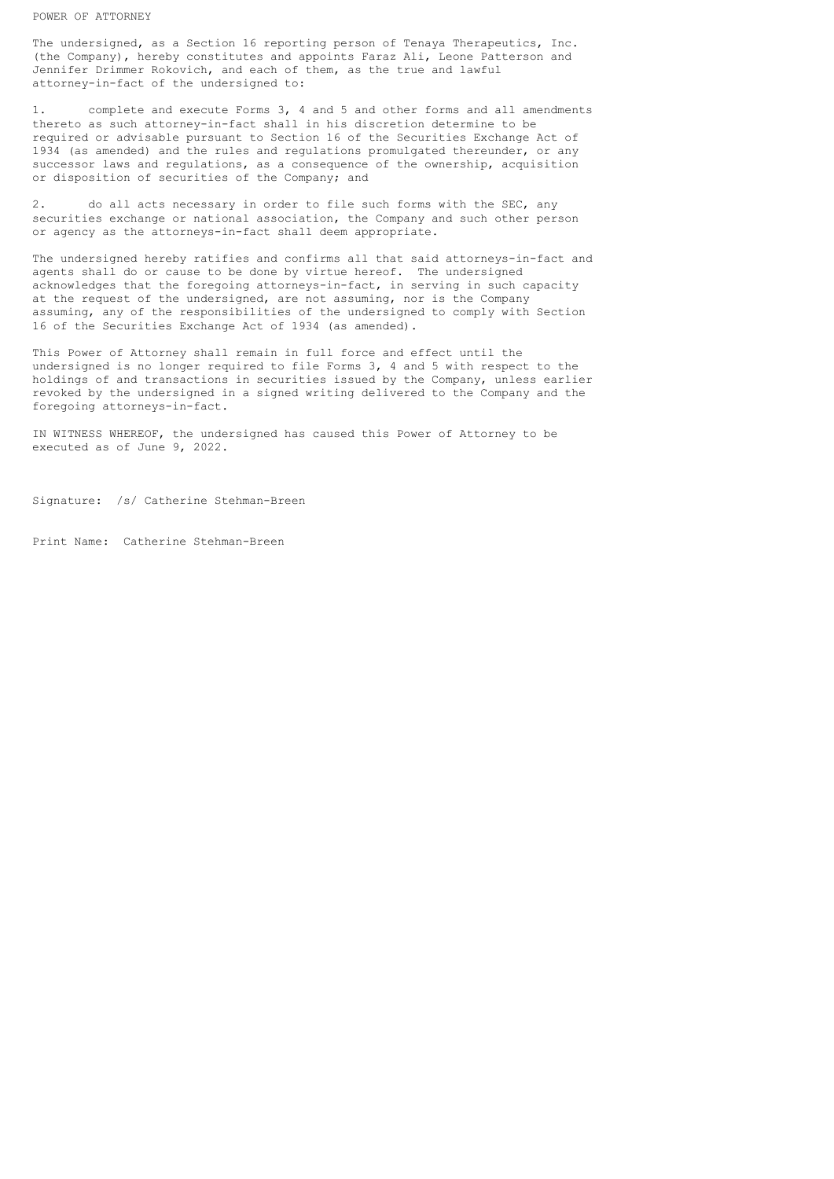# POWER OF ATTORNEY

The undersigned, as a Section 16 reporting person of Tenaya Therapeutics, Inc. (the Company), hereby constitutes and appoints Faraz Ali, Leone Patterson and Jennifer Drimmer Rokovich, and each of them, as the true and lawful attorney-in-fact of the undersigned to:

1. complete and execute Forms 3, 4 and 5 and other forms and all amendments thereto as such attorney-in-fact shall in his discretion determine to be required or advisable pursuant to Section 16 of the Securities Exchange Act of 1934 (as amended) and the rules and regulations promulgated thereunder, or any successor laws and regulations, as a consequence of the ownership, acquisition or disposition of securities of the Company; and

2. do all acts necessary in order to file such forms with the SEC, any securities exchange or national association, the Company and such other person or agency as the attorneys-in-fact shall deem appropriate.

The undersigned hereby ratifies and confirms all that said attorneys-in-fact and agents shall do or cause to be done by virtue hereof. The undersigned acknowledges that the foregoing attorneys-in-fact, in serving in such capacity at the request of the undersigned, are not assuming, nor is the Company assuming, any of the responsibilities of the undersigned to comply with Section 16 of the Securities Exchange Act of 1934 (as amended).

This Power of Attorney shall remain in full force and effect until the undersigned is no longer required to file Forms 3, 4 and 5 with respect to the holdings of and transactions in securities issued by the Company, unless earlier revoked by the undersigned in a signed writing delivered to the Company and the foregoing attorneys-in-fact.

IN WITNESS WHEREOF, the undersigned has caused this Power of Attorney to be executed as of June 9, 2022.

Signature: /s/ Catherine Stehman-Breen

Print Name: Catherine Stehman-Breen